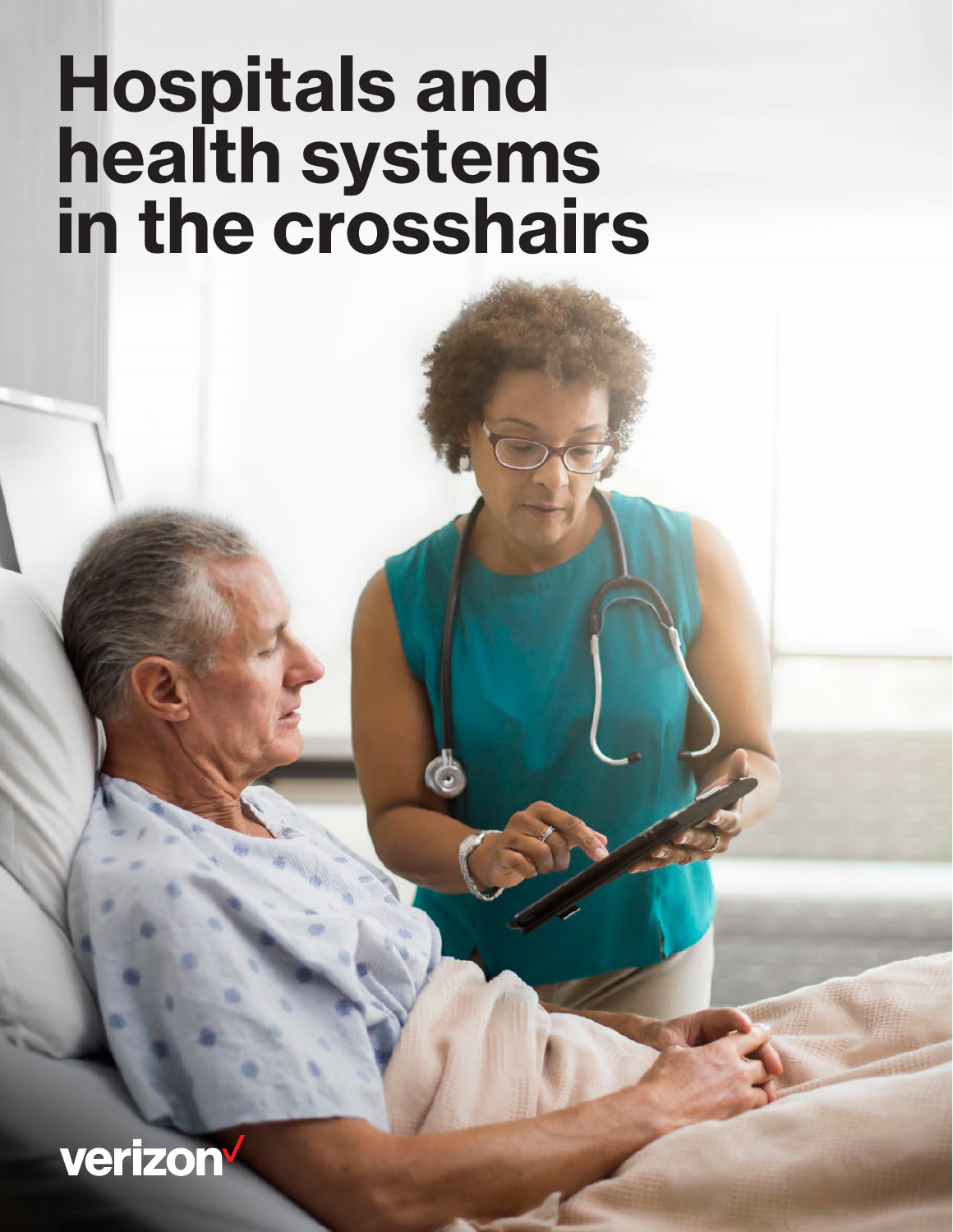# Hospitals and health systems in the crosshairs

verizon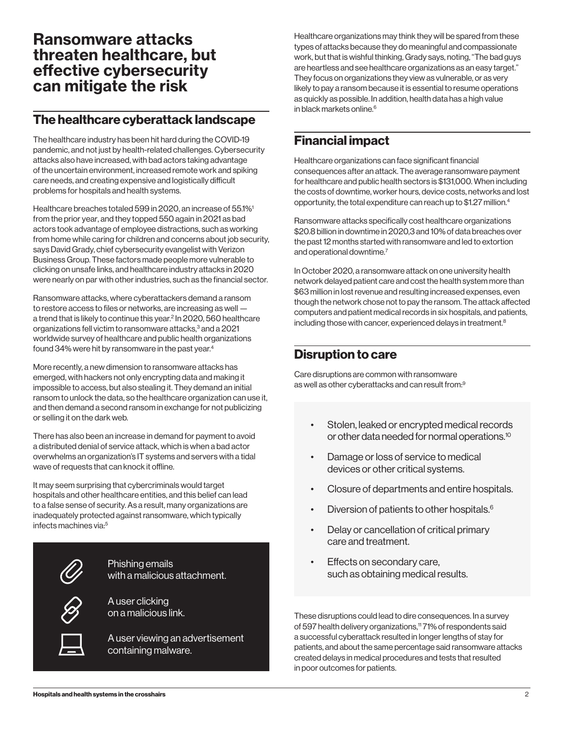# Ransomware attacks threaten healthcare, but effective cybersecurity can mitigate the risk

## The healthcare cyberattack landscape

The healthcare industry has been hit hard during the COVID-19 pandemic, and not just by health-related challenges. Cybersecurity attacks also have increased, with bad actors taking advantage of the uncertain environment, increased remote work and spiking care needs, and creating expensive and logistically difficult problems for hospitals and health systems.

Healthcare breaches totaled 599 in 2020, an increase of 55.1%[1] from the prior year, and they topped 550 again in 2021 as bad actors took advantage of employee distractions, such as working from home while caring for children and concerns about job security, says David Grady, chief cybersecurity evangelist with Verizon Business Group. These factors made people more vulnerable to clicking on unsafe links, and healthcare industry attacks in 2020 were nearly on par with other industries, such as the financial sector.

Ransomware attacks, where cyberattackers demand a ransom to restore access to files or networks, are increasing as well — a trend that is likely to continue this year.[2] In 2020, 560 healthcare organizations fell victim to ransomware attacks,[3] and a 2021 worldwide survey of healthcare and public health organizations found 34% were hit by ransomware in the past year.[4]

More recently, a new dimension to ransomware attacks has emerged, with hackers not only encrypting data and making it impossible to access, but also stealing it. They demand an initial ransom to unlock the data, so the healthcare organization can use it, and then demand a second ransom in exchange for not publicizing or selling it on the dark web.

There has also been an increase in demand for payment to avoid a distributed denial of service attack, which is when a bad actor overwhelms an organization's IT systems and servers with a tidal wave of requests that can knock it offline.

It may seem surprising that cybercriminals would target hospitals and other healthcare entities, and this belief can lead to a false sense of security. As a result, many organizations are inadequately protected against ransomware, which typically infects machines via:[5]

- Phishing emails with a malicious attachment.
- A user clicking on a malicious link.
- A user viewing an advertisement containing malware.

Healthcare organizations may think they will be spared from these types of attacks because they do meaningful and compassionate work, but that is wishful thinking, Grady says, noting, "The bad guys are heartless and see healthcare organizations as an easy target." They focus on organizations they view as vulnerable, or as very likely to pay a ransom because it is essential to resume operations as quickly as possible. In addition, health data has a high value in black markets online.[6]

## Financial impact

Healthcare organizations can face significant financial consequences after an attack. The average ransomware payment for healthcare and public health sectors is $131,000. When including the costs of downtime, worker hours, device costs, networks and lost opportunity, the total expenditure can reach up to $1.27 million.[4]

Ransomware attacks specifically cost healthcare organizations $20.8 billion in downtime in 2020,3 and 10% of data breaches over the past 12 months started with ransomware and led to extortion and operational downtime.[7]

In October 2020, a ransomware attack on one university health network delayed patient care and cost the health system more than $63 million in lost revenue and resulting increased expenses, even though the network chose not to pay the ransom. The attack affected computers and patient medical records in six hospitals, and patients, including those with cancer, experienced delays in treatment.[8]

## Disruption to care

Care disruptions are common with ransomware as well as other cyberattacks and can result from:[9]

- Stolen, leaked or encrypted medical records or other data needed for normal operations.[10]
- Damage or loss of service to medical devices or other critical systems.
- Closure of departments and entire hospitals.
- Diversion of patients to other hospitals.[6]
- Delay or cancellation of critical primary care and treatment.
- Effects on secondary care, such as obtaining medical results.

These disruptions could lead to dire consequences. In a survey of 597 health delivery organizations,[11] 71% of respondents said a successful cyberattack resulted in longer lengths of stay for patients, and about the same percentage said ransomware attacks created delays in medical procedures and tests that resulted in poor outcomes for patients.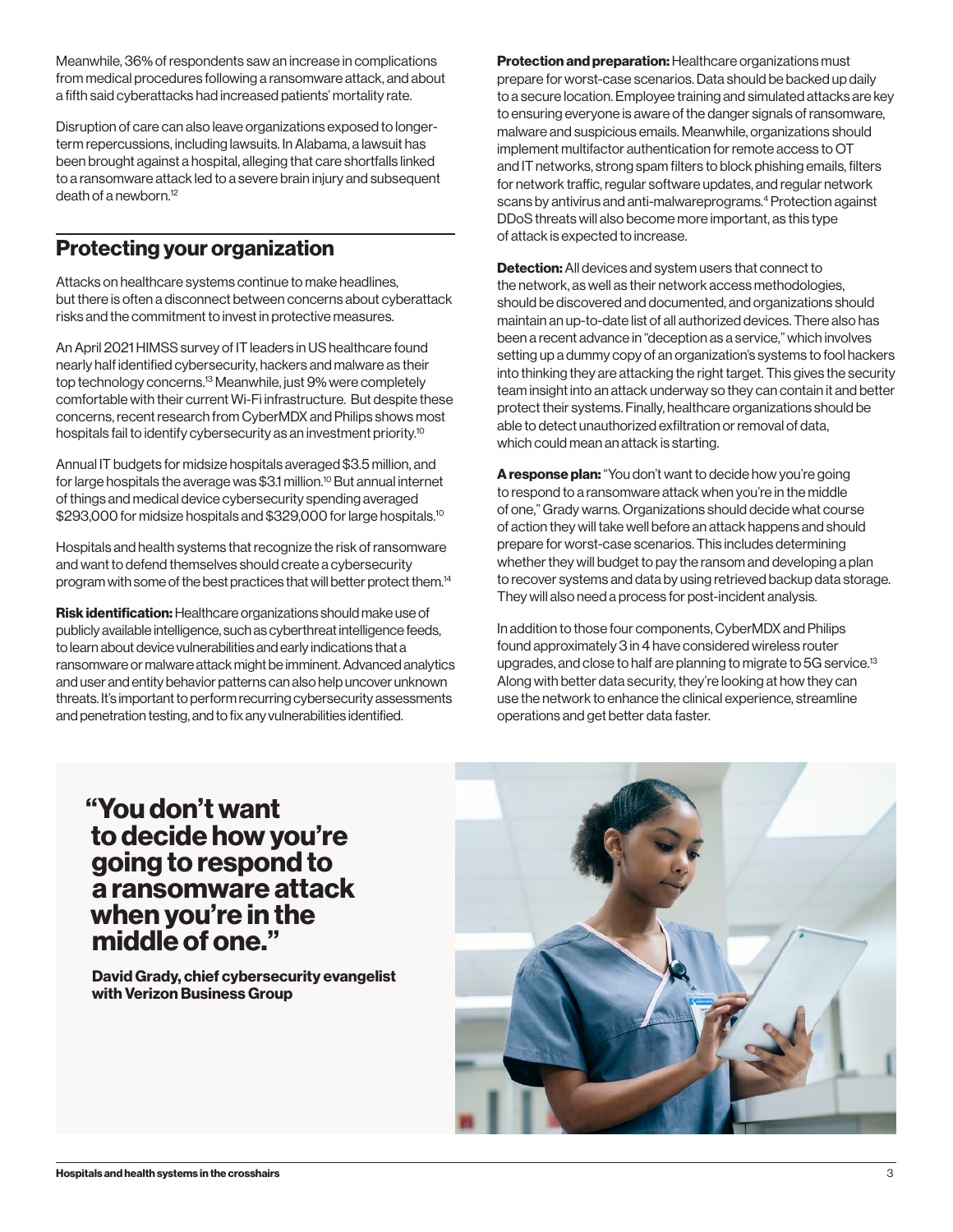Meanwhile, 36% of respondents saw an increase in complications from medical procedures following a ransomware attack, and about a fifth said cyberattacks had increased patients' mortality rate.

Disruption of care can also leave organizations exposed to longer-term repercussions, including lawsuits. In Alabama, a lawsuit has been brought against a hospital, alleging that care shortfalls linked to a ransomware attack led to a severe brain injury and subsequent death of a newborn.[12]

## Protecting your organization

Attacks on healthcare systems continue to make headlines, but there is often a disconnect between concerns about cyberattack risks and the commitment to invest in protective measures.

An April 2021 HIMSS survey of IT leaders in US healthcare found nearly half identified cybersecurity, hackers and malware as their top technology concerns.[13] Meanwhile, just 9% were completely comfortable with their current Wi-Fi infrastructure. But despite these concerns, recent research from CyberMDX and Philips shows most hospitals fail to identify cybersecurity as an investment priority.[10]

Annual IT budgets for midsize hospitals averaged $3.5 million, and for large hospitals the average was $3.1 million.[10] But annual internet of things and medical device cybersecurity spending averaged $293,000 for midsize hospitals and $329,000 for large hospitals.[10]

Hospitals and health systems that recognize the risk of ransomware and want to defend themselves should create a cybersecurity program with some of the best practices that will better protect them.[14]

**Risk identification:** Healthcare organizations should make use of publicly available intelligence, such as cyberthreat intelligence feeds, to learn about device vulnerabilities and early indications that a ransomware or malware attack might be imminent. Advanced analytics and user and entity behavior patterns can also help uncover unknown threats. It's important to perform recurring cybersecurity assessments and penetration testing, and to fix any vulnerabilities identified.

**Protection and preparation:** Healthcare organizations must prepare for worst-case scenarios. Data should be backed up daily to a secure location. Employee training and simulated attacks are key to ensuring everyone is aware of the danger signals of ransomware, malware and suspicious emails. Meanwhile, organizations should implement multifactor authentication for remote access to OT and IT networks, strong spam filters to block phishing emails, filters for network traffic, regular software updates, and regular network scans by antivirus and anti-malwareprograms.[4] Protection against DDoS threats will also become more important, as this type of attack is expected to increase.

**Detection:** All devices and system users that connect to the network, as well as their network access methodologies, should be discovered and documented, and organizations should maintain an up-to-date list of all authorized devices. There also has been a recent advance in "deception as a service," which involves setting up a dummy copy of an organization's systems to fool hackers into thinking they are attacking the right target. This gives the security team insight into an attack underway so they can contain it and better protect their systems. Finally, healthcare organizations should be able to detect unauthorized exfiltration or removal of data, which could mean an attack is starting.

**A response plan:** "You don't want to decide how you're going to respond to a ransomware attack when you're in the middle of one," Grady warns. Organizations should decide what course of action they will take well before an attack happens and should prepare for worst-case scenarios. This includes determining whether they will budget to pay the ransom and developing a plan to recover systems and data by using retrieved backup data storage. They will also need a process for post-incident analysis.

In addition to those four components, CyberMDX and Philips found approximately 3 in 4 have considered wireless router upgrades, and close to half are planning to migrate to 5G service.[13] Along with better data security, they're looking at how they can use the network to enhance the clinical experience, streamline operations and get better data faster.

> **"You don't want to decide how you're going to respond to a ransomware attack when you're in the middle of one."**
>
> **David Grady, chief cybersecurity evangelist with Verizon Business Group**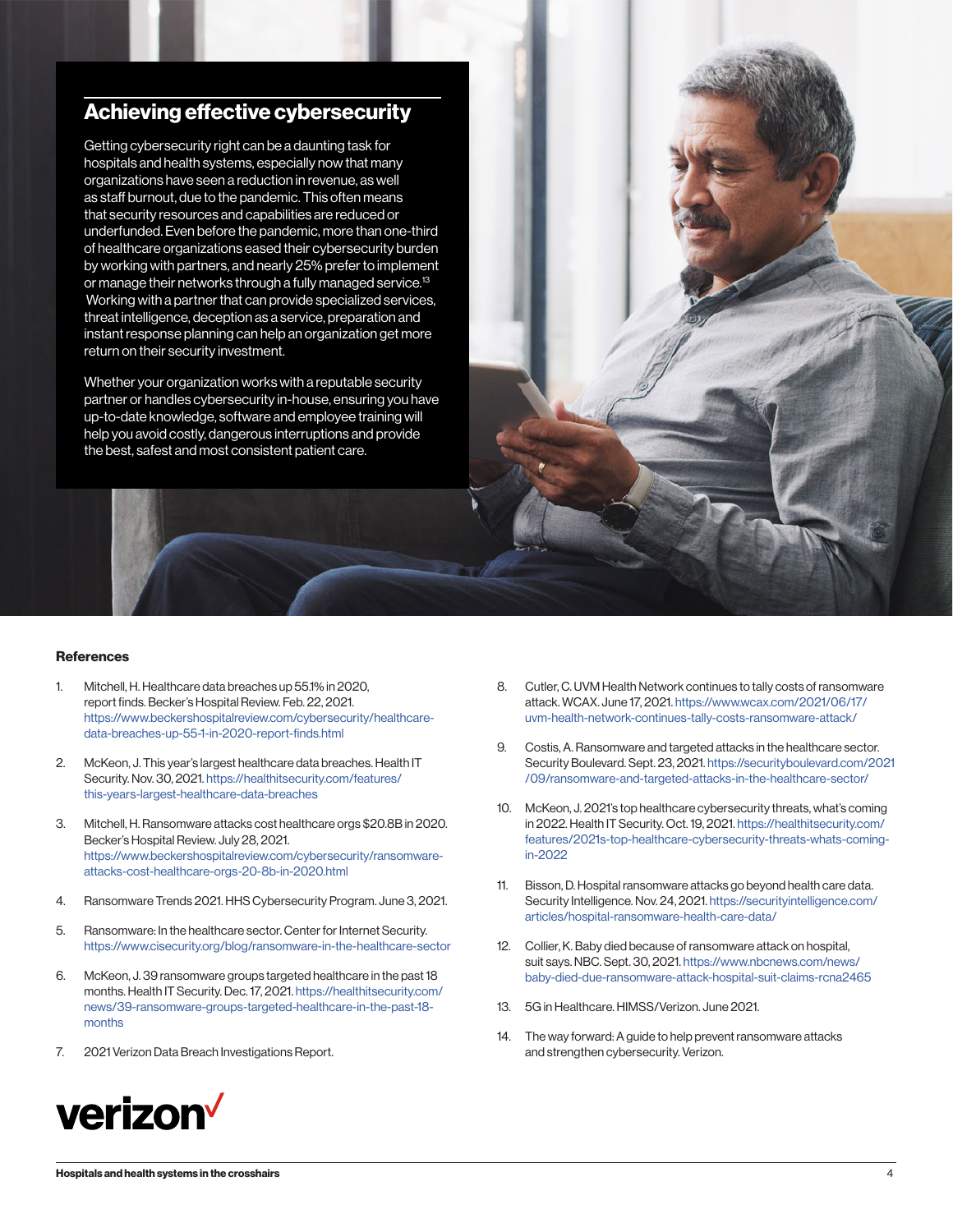## Achieving effective cybersecurity

Getting cybersecurity right can be a daunting task for hospitals and health systems, especially now that many organizations have seen a reduction in revenue, as well as staff burnout, due to the pandemic. This often means that security resources and capabilities are reduced or underfunded. Even before the pandemic, more than one-third of healthcare organizations eased their cybersecurity burden by working with partners, and nearly 25% prefer to implement or manage their networks through a fully managed service.[13] Working with a partner that can provide specialized services, threat intelligence, deception as a service, preparation and instant response planning can help an organization get more return on their security investment.

Whether your organization works with a reputable security partner or handles cybersecurity in-house, ensuring you have up-to-date knowledge, software and employee training will help you avoid costly, dangerous interruptions and provide the best, safest and most consistent patient care.

**References**

1. Mitchell, H. Healthcare data breaches up 55.1% in 2020, report finds. Becker's Hospital Review. Feb. 22, 2021. https://www.beckershospitalreview.com/cybersecurity/healthcare-data-breaches-up-55-1-in-2020-report-finds.html
2. McKeon, J. This year's largest healthcare data breaches. Health IT Security. Nov. 30, 2021. https://healthitsecurity.com/features/this-years-largest-healthcare-data-breaches
3. Mitchell, H. Ransomware attacks cost healthcare orgs $20.8B in 2020. Becker's Hospital Review. July 28, 2021. https://www.beckershospitalreview.com/cybersecurity/ransomware-attacks-cost-healthcare-orgs-20-8b-in-2020.html
4. Ransomware Trends 2021. HHS Cybersecurity Program. June 3, 2021.
5. Ransomware: In the healthcare sector. Center for Internet Security. https://www.cisecurity.org/blog/ransomware-in-the-healthcare-sector
6. McKeon, J. 39 ransomware groups targeted healthcare in the past 18 months. Health IT Security. Dec. 17, 2021. https://healthitsecurity.com/news/39-ransomware-groups-targeted-healthcare-in-the-past-18-months
7. 2021 Verizon Data Breach Investigations Report.
8. Cutler, C. UVM Health Network continues to tally costs of ransomware attack. WCAX. June 17, 2021. https://www.wcax.com/2021/06/17/uvm-health-network-continues-tally-costs-ransomware-attack/
9. Costis, A. Ransomware and targeted attacks in the healthcare sector. Security Boulevard. Sept. 23, 2021. https://securityboulevard.com/2021/09/ransomware-and-targeted-attacks-in-the-healthcare-sector/
10. McKeon, J. 2021's top healthcare cybersecurity threats, what's coming in 2022. Health IT Security. Oct. 19, 2021. https://healthitsecurity.com/features/2021s-top-healthcare-cybersecurity-threats-whats-coming-in-2022
11. Bisson, D. Hospital ransomware attacks go beyond health care data. Security Intelligence. Nov. 24, 2021. https://securityintelligence.com/articles/hospital-ransomware-health-care-data/
12. Collier, K. Baby died because of ransomware attack on hospital, suit says. NBC. Sept. 30, 2021. https://www.nbcnews.com/news/baby-died-due-ransomware-attack-hospital-suit-claims-rcna2465
13. 5G in Healthcare. HIMSS/Verizon. June 2021.
14. The way forward: A guide to help prevent ransomware attacks and strengthen cybersecurity. Verizon.

verizon✓